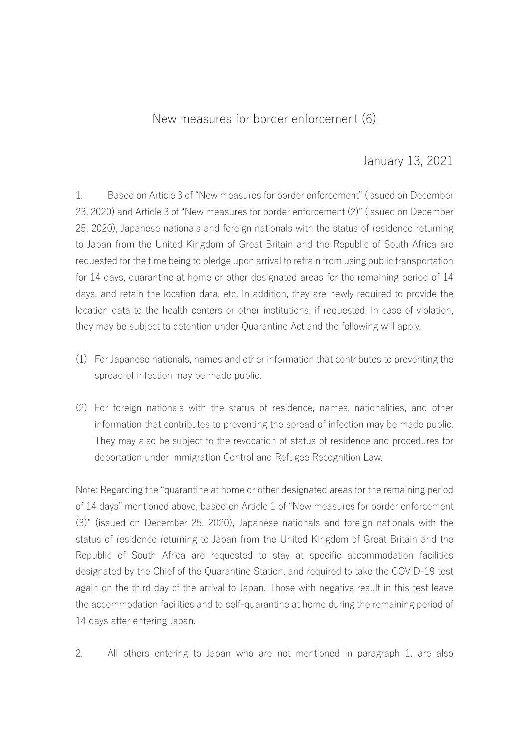# New measures for border enforcement (6)

January 13, 2021

1. Based on Article 3 of "New measures for border enforcement" (issued on December 23, 2020) and Article 3 of "New measures for border enforcement (2)" (issued on December 25, 2020), Japanese nationals and foreign nationals with the status of residence returning to Japan from the United Kingdom of Great Britain and the Republic of South Africa are requested for the time being to pledge upon arrival to refrain from using public transportation for 14 days, quarantine at home or other designated areas for the remaining period of 14 days, and retain the location data, etc. In addition, they are newly required to provide the location data to the health centers or other institutions, if requested. In case of violation, they may be subject to detention under Quarantine Act and the following will apply.

(1) For Japanese nationals, names and other information that contributes to preventing the spread of infection may be made public.

(2) For foreign nationals with the status of residence, names, nationalities, and other information that contributes to preventing the spread of infection may be made public. They may also be subject to the revocation of status of residence and procedures for deportation under Immigration Control and Refugee Recognition Law.

Note: Regarding the "quarantine at home or other designated areas for the remaining period of 14 days" mentioned above, based on Article 1 of "New measures for border enforcement (3)" (issued on December 25, 2020), Japanese nationals and foreign nationals with the status of residence returning to Japan from the United Kingdom of Great Britain and the Republic of South Africa are requested to stay at specific accommodation facilities designated by the Chief of the Quarantine Station, and required to take the COVID-19 test again on the third day of the arrival to Japan. Those with negative result in this test leave the accommodation facilities and to self-quarantine at home during the remaining period of 14 days after entering Japan.

2. All others entering to Japan who are not mentioned in paragraph 1. are also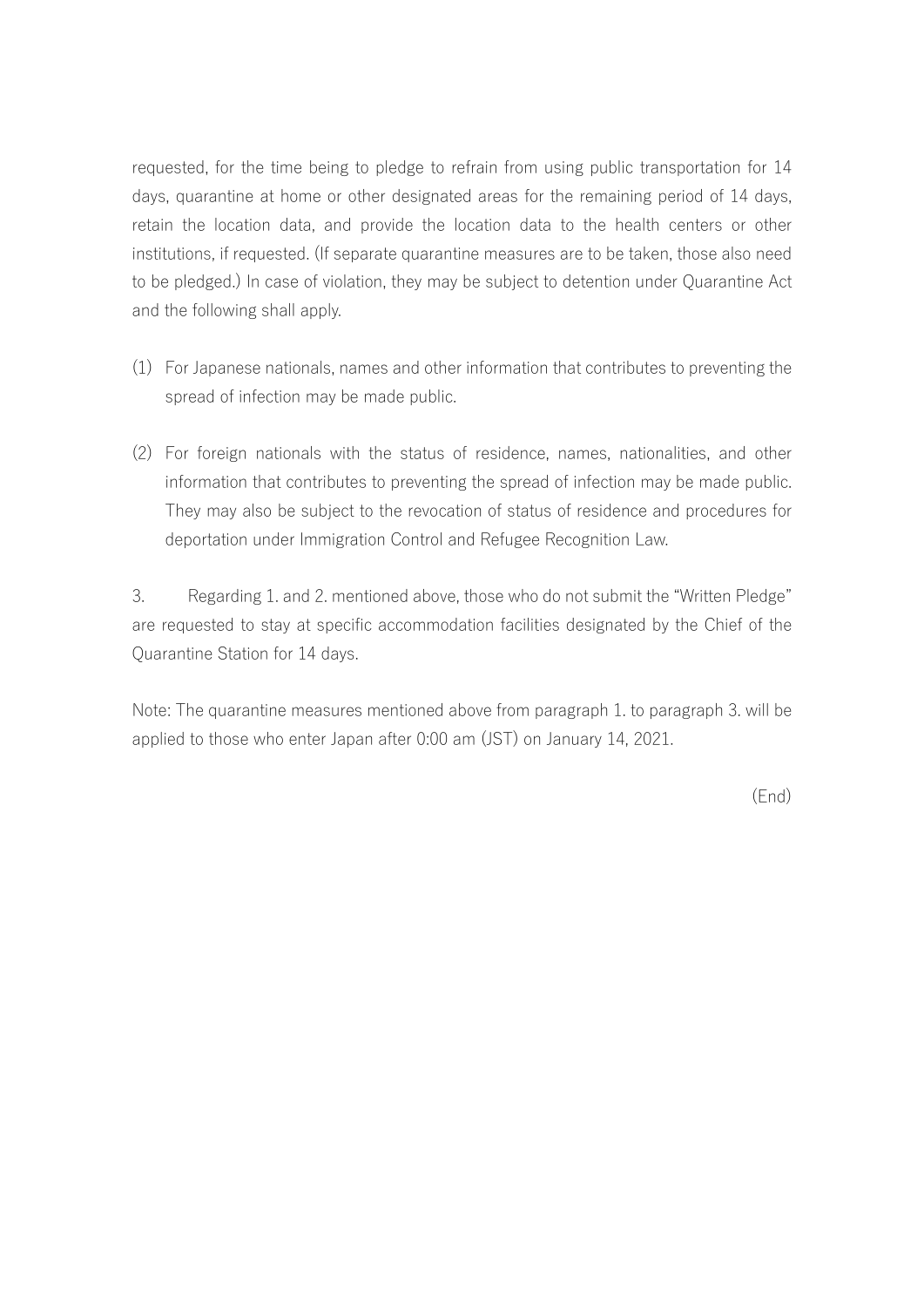requested, for the time being to pledge to refrain from using public transportation for 14 days, quarantine at home or other designated areas for the remaining period of 14 days, retain the location data, and provide the location data to the health centers or other institutions, if requested. (If separate quarantine measures are to be taken, those also need to be pledged.) In case of violation, they may be subject to detention under Quarantine Act and the following shall apply.

(1) For Japanese nationals, names and other information that contributes to preventing the spread of infection may be made public.

(2) For foreign nationals with the status of residence, names, nationalities, and other information that contributes to preventing the spread of infection may be made public. They may also be subject to the revocation of status of residence and procedures for deportation under Immigration Control and Refugee Recognition Law.

3. Regarding 1. and 2. mentioned above, those who do not submit the "Written Pledge" are requested to stay at specific accommodation facilities designated by the Chief of the Quarantine Station for 14 days.

Note: The quarantine measures mentioned above from paragraph 1. to paragraph 3. will be applied to those who enter Japan after 0:00 am (JST) on January 14, 2021.

(End)